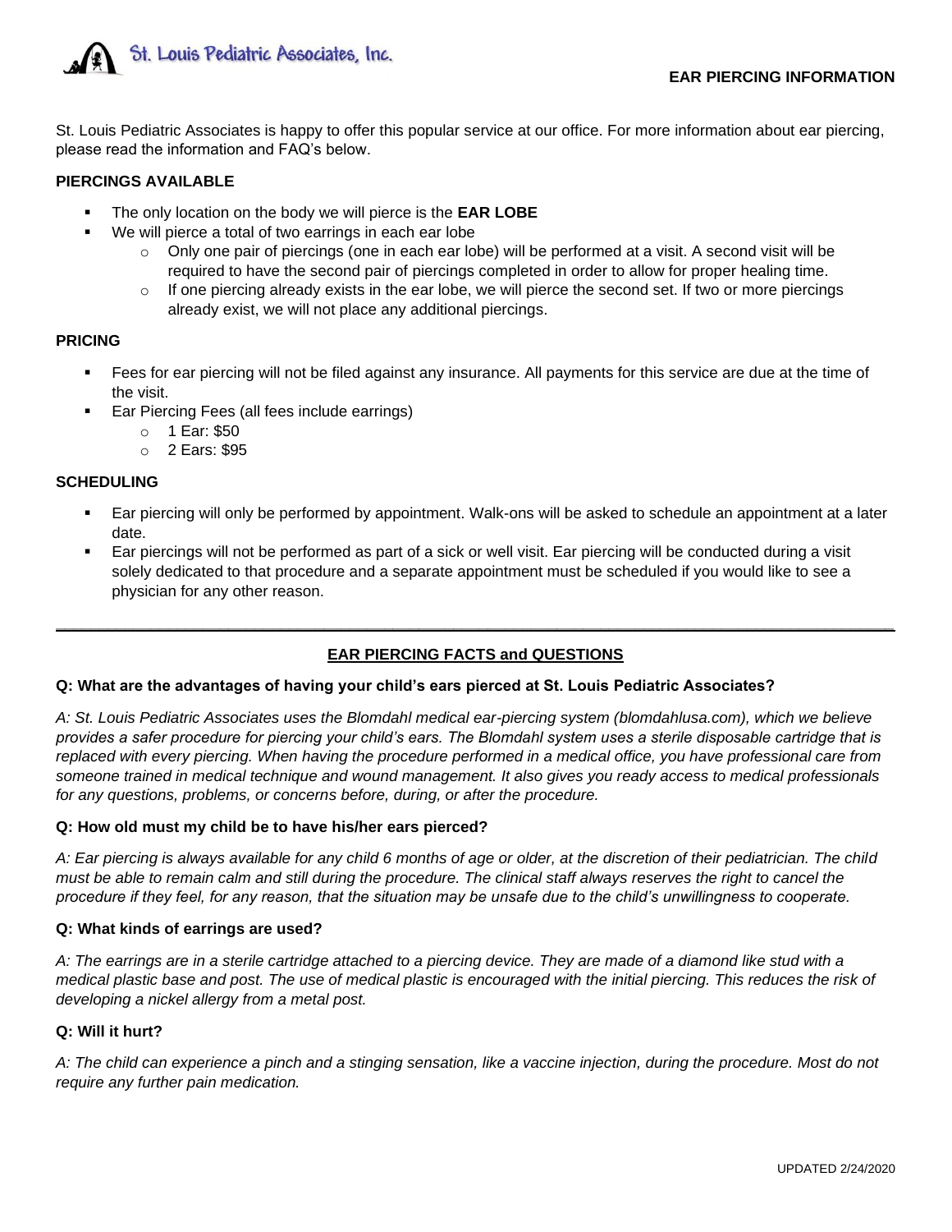St. Louis Pediatric Associates, Inc.

**EAR PIERCING INFORMATION**

St. Louis Pediatric Associates is happy to offer this popular service at our office. For more information about ear piercing, please read the information and FAQ's below.

**PIERCINGS AVAILABLE**

- The only location on the body we will pierce is the **EAR LOBE**
- We will pierce a total of two earrings in each ear lobe
  - Only one pair of piercings (one in each ear lobe) will be performed at a visit. A second visit will be required to have the second pair of piercings completed in order to allow for proper healing time.
  - If one piercing already exists in the ear lobe, we will pierce the second set. If two or more piercings already exist, we will not place any additional piercings.

**PRICING**

- Fees for ear piercing will not be filed against any insurance. All payments for this service are due at the time of the visit.
- Ear Piercing Fees (all fees include earrings)
  - 1 Ear: $50
  - 2 Ears: $95

**SCHEDULING**

- Ear piercing will only be performed by appointment. Walk-ons will be asked to schedule an appointment at a later date.
- Ear piercings will not be performed as part of a sick or well visit. Ear piercing will be conducted during a visit solely dedicated to that procedure and a separate appointment must be scheduled if you would like to see a physician for any other reason.

---

## EAR PIERCING FACTS and QUESTIONS

**Q: What are the advantages of having your child's ears pierced at St. Louis Pediatric Associates?**

*A: St. Louis Pediatric Associates uses the Blomdahl medical ear-piercing system (blomdahlusa.com), which we believe provides a safer procedure for piercing your child's ears. The Blomdahl system uses a sterile disposable cartridge that is replaced with every piercing. When having the procedure performed in a medical office, you have professional care from someone trained in medical technique and wound management. It also gives you ready access to medical professionals for any questions, problems, or concerns before, during, or after the procedure.*

**Q: How old must my child be to have his/her ears pierced?**

*A: Ear piercing is always available for any child 6 months of age or older, at the discretion of their pediatrician. The child must be able to remain calm and still during the procedure. The clinical staff always reserves the right to cancel the procedure if they feel, for any reason, that the situation may be unsafe due to the child's unwillingness to cooperate.*

**Q: What kinds of earrings are used?**

*A: The earrings are in a sterile cartridge attached to a piercing device. They are made of a diamond like stud with a medical plastic base and post. The use of medical plastic is encouraged with the initial piercing. This reduces the risk of developing a nickel allergy from a metal post.*

**Q: Will it hurt?**

*A: The child can experience a pinch and a stinging sensation, like a vaccine injection, during the procedure. Most do not require any further pain medication.*

UPDATED 2/24/2020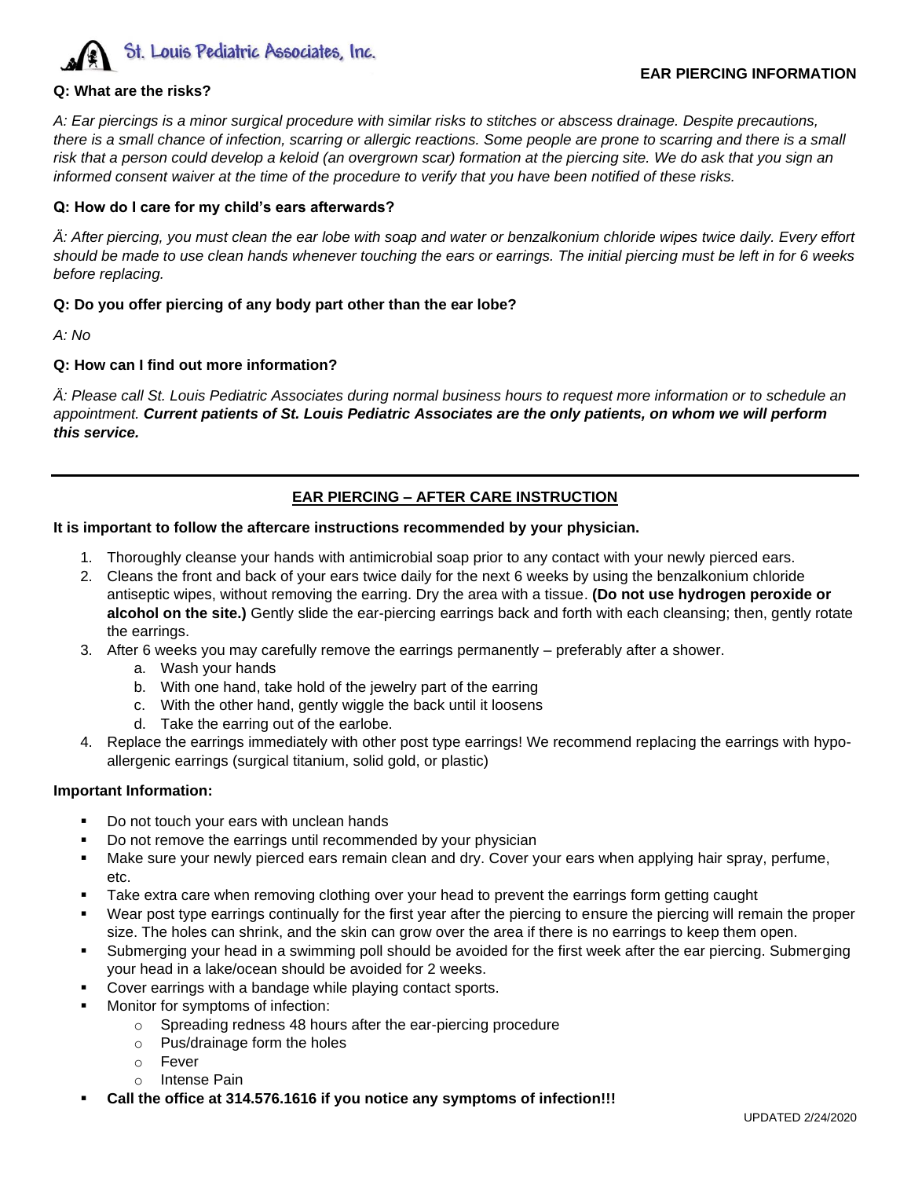St. Louis Pediatric Associates, Inc.

**EAR PIERCING INFORMATION**

**Q: What are the risks?**

*A: Ear piercings is a minor surgical procedure with similar risks to stitches or abscess drainage. Despite precautions, there is a small chance of infection, scarring or allergic reactions. Some people are prone to scarring and there is a small risk that a person could develop a keloid (an overgrown scar) formation at the piercing site. We do ask that you sign an informed consent waiver at the time of the procedure to verify that you have been notified of these risks.*

**Q: How do I care for my child's ears afterwards?**

*Ä: After piercing, you must clean the ear lobe with soap and water or benzalkonium chloride wipes twice daily. Every effort should be made to use clean hands whenever touching the ears or earrings. The initial piercing must be left in for 6 weeks before replacing.*

**Q: Do you offer piercing of any body part other than the ear lobe?**

*A: No*

**Q: How can I find out more information?**

*Ä: Please call St. Louis Pediatric Associates during normal business hours to request more information or to schedule an appointment.* ***Current patients of St. Louis Pediatric Associates are the only patients, on whom we will perform this service.***

---

## EAR PIERCING – AFTER CARE INSTRUCTION

**It is important to follow the aftercare instructions recommended by your physician.**

1. Thoroughly cleanse your hands with antimicrobial soap prior to any contact with your newly pierced ears.
2. Cleans the front and back of your ears twice daily for the next 6 weeks by using the benzalkonium chloride antiseptic wipes, without removing the earring. Dry the area with a tissue. **(Do not use hydrogen peroxide or alcohol on the site.)** Gently slide the ear-piercing earrings back and forth with each cleansing; then, gently rotate the earrings.
3. After 6 weeks you may carefully remove the earrings permanently – preferably after a shower.
   a. Wash your hands
   b. With one hand, take hold of the jewelry part of the earring
   c. With the other hand, gently wiggle the back until it loosens
   d. Take the earring out of the earlobe.
4. Replace the earrings immediately with other post type earrings! We recommend replacing the earrings with hypo-allergenic earrings (surgical titanium, solid gold, or plastic)

**Important Information:**

- Do not touch your ears with unclean hands
- Do not remove the earrings until recommended by your physician
- Make sure your newly pierced ears remain clean and dry. Cover your ears when applying hair spray, perfume, etc.
- Take extra care when removing clothing over your head to prevent the earrings form getting caught
- Wear post type earrings continually for the first year after the piercing to ensure the piercing will remain the proper size. The holes can shrink, and the skin can grow over the area if there is no earrings to keep them open.
- Submerging your head in a swimming poll should be avoided for the first week after the ear piercing. Submerging your head in a lake/ocean should be avoided for 2 weeks.
- Cover earrings with a bandage while playing contact sports.
- Monitor for symptoms of infection:
  - Spreading redness 48 hours after the ear-piercing procedure
  - Pus/drainage form the holes
  - Fever
  - Intense Pain
- **Call the office at 314.576.1616 if you notice any symptoms of infection!!!**

UPDATED 2/24/2020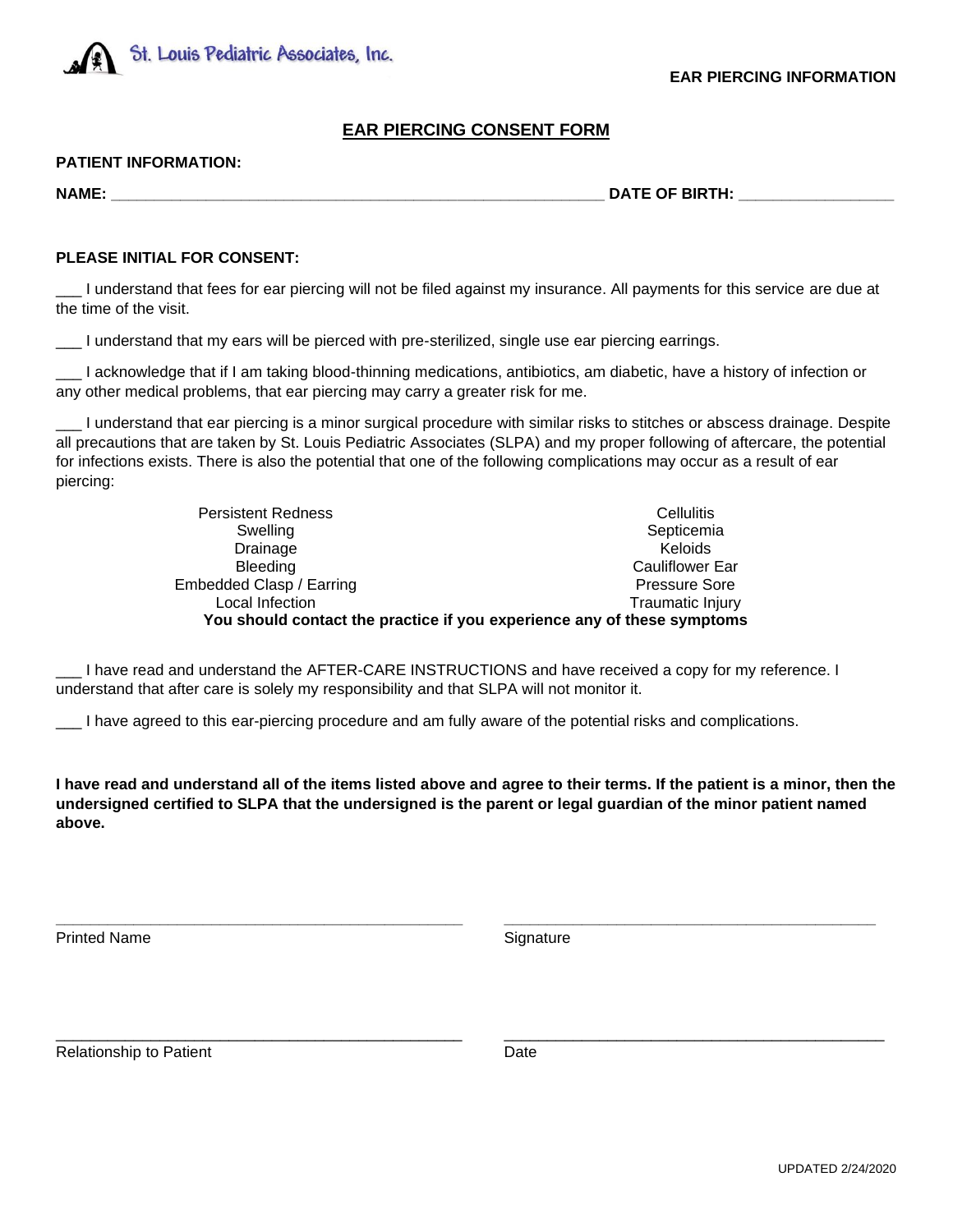St. Louis Pediatric Associates, Inc.

**EAR PIERCING INFORMATION**

## EAR PIERCING CONSENT FORM

**PATIENT INFORMATION:**

**NAME:** _______________________________________________ **DATE OF BIRTH:** ______________

**PLEASE INITIAL FOR CONSENT:**

___ I understand that fees for ear piercing will not be filed against my insurance. All payments for this service are due at the time of the visit.

___ I understand that my ears will be pierced with pre-sterilized, single use ear piercing earrings.

___ I acknowledge that if I am taking blood-thinning medications, antibiotics, am diabetic, have a history of infection or any other medical problems, that ear piercing may carry a greater risk for me.

___ I understand that ear piercing is a minor surgical procedure with similar risks to stitches or abscess drainage. Despite all precautions that are taken by St. Louis Pediatric Associates (SLPA) and my proper following of aftercare, the potential for infections exists. There is also the potential that one of the following complications may occur as a result of ear piercing:

| | |
|---|---|
| Persistent Redness | Cellulitis |
| Swelling | Septicemia |
| Drainage | Keloids |
| Bleeding | Cauliflower Ear |
| Embedded Clasp / Earring | Pressure Sore |
| Local Infection | Traumatic Injury |

**You should contact the practice if you experience any of these symptoms**

___ I have read and understand the AFTER-CARE INSTRUCTIONS and have received a copy for my reference. I understand that after care is solely my responsibility and that SLPA will not monitor it.

___ I have agreed to this ear-piercing procedure and am fully aware of the potential risks and complications.

**I have read and understand all of the items listed above and agree to their terms. If the patient is a minor, then the undersigned certified to SLPA that the undersigned is the parent or legal guardian of the minor patient named above.**

_______________________________________ _______________________________________

Printed Name | Signature

_______________________________________ _______________________________________

Relationship to Patient | Date

UPDATED 2/24/2020